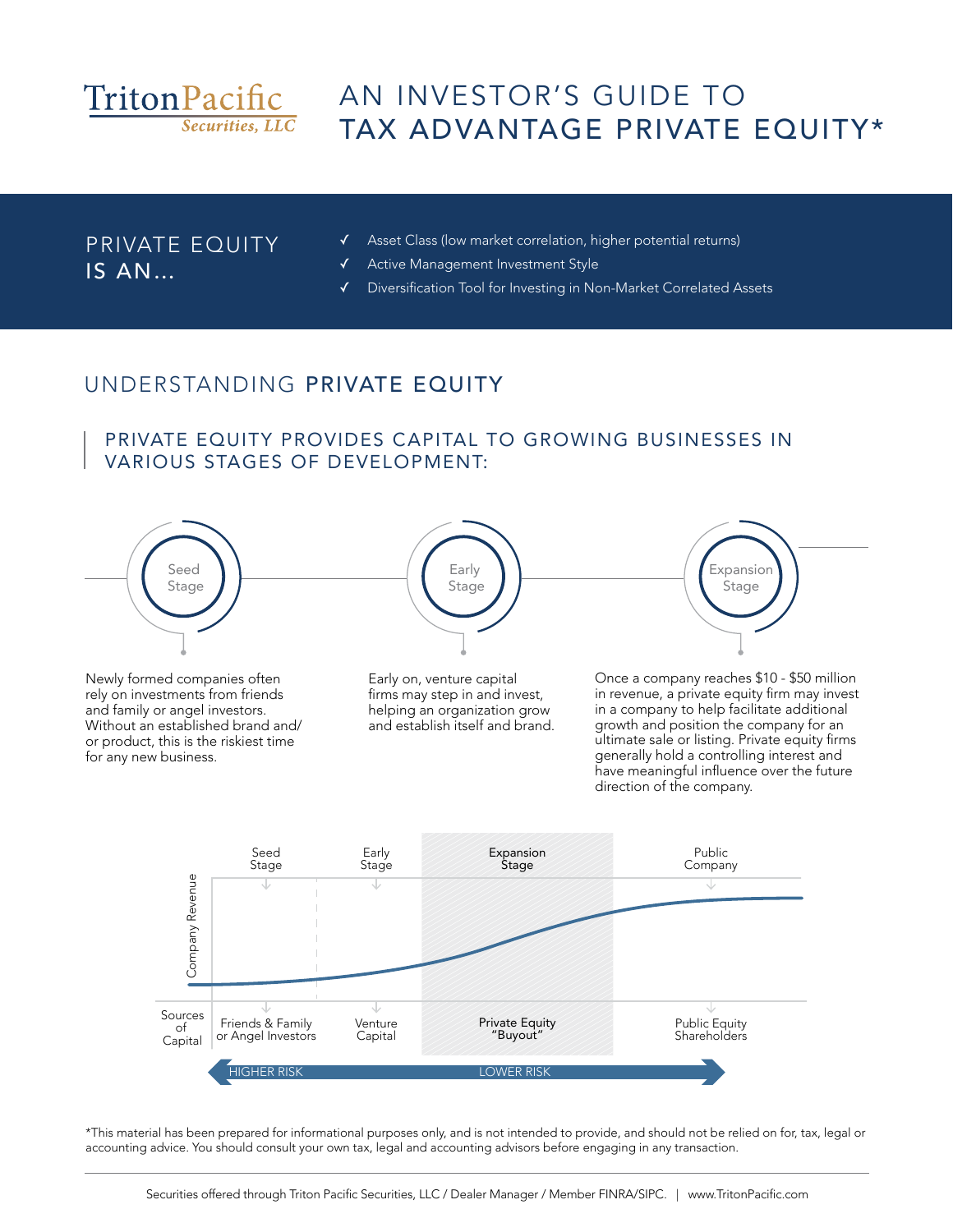TritonPacific
*Securities, LLC*

# AN INVESTOR'S GUIDE TO TAX ADVANTAGE PRIVATE EQUITY*

## PRIVATE EQUITY IS AN...

- ✓ Asset Class (low market correlation, higher potential returns)
- ✓ Active Management Investment Style
- ✓ Diversification Tool for Investing in Non-Market Correlated Assets

## UNDERSTANDING PRIVATE EQUITY

### PRIVATE EQUITY PROVIDES CAPITAL TO GROWING BUSINESSES IN VARIOUS STAGES OF DEVELOPMENT:

**Seed Stage**

Newly formed companies often rely on investments from friends and family or angel investors. Without an established brand and/or product, this is the riskiest time for any new business.

**Early Stage**

Early on, venture capital firms may step in and invest, helping an organization grow and establish itself and brand.

**Expansion Stage**

Once a company reaches $10 - $50 million in revenue, a private equity firm may invest in a company to help facilitate additional growth and position the company for an ultimate sale or listing. Private equity firms generally hold a controlling interest and have meaningful influence over the future direction of the company.

| | Seed Stage | Early Stage | Expansion Stage | Public Company |
|---|---|---|---|---|
| Sources of Capital | Friends & Family or Angel Investors | Venture Capital | Private Equity "Buyout" | Public Equity Shareholders |

Company Revenue

HIGHER RISK ← → LOWER RISK

*This material has been prepared for informational purposes only, and is not intended to provide, and should not be relied on for, tax, legal or accounting advice. You should consult your own tax, legal and accounting advisors before engaging in any transaction.

Securities offered through Triton Pacific Securities, LLC / Dealer Manager / Member FINRA/SIPC. | www.TritonPacific.com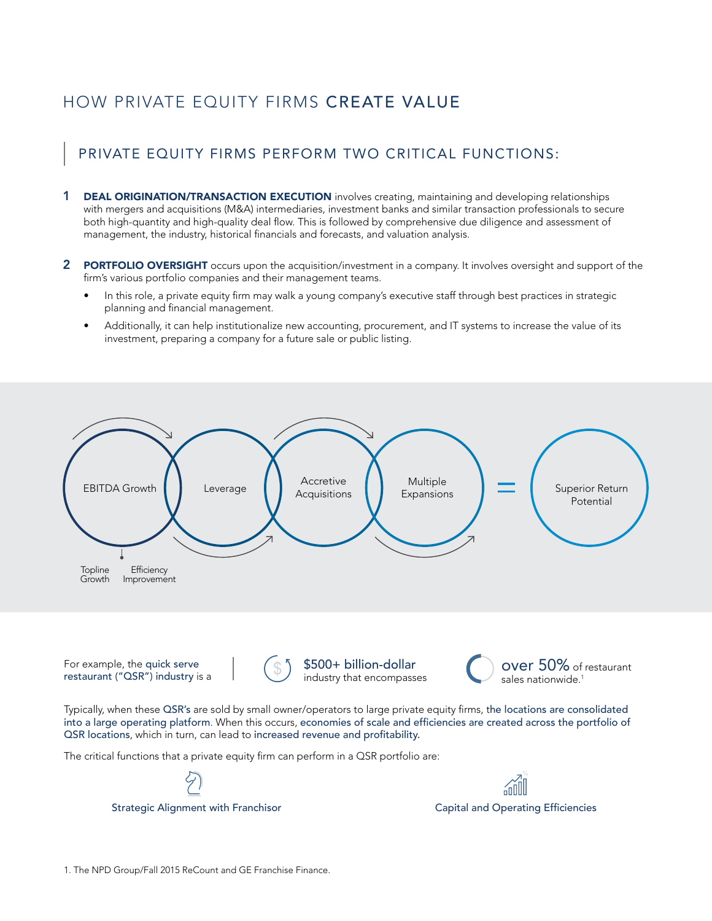# HOW PRIVATE EQUITY FIRMS CREATE VALUE

## PRIVATE EQUITY FIRMS PERFORM TWO CRITICAL FUNCTIONS:

1. **DEAL ORIGINATION/TRANSACTION EXECUTION** involves creating, maintaining and developing relationships with mergers and acquisitions (M&A) intermediaries, investment banks and similar transaction professionals to secure both high-quantity and high-quality deal flow. This is followed by comprehensive due diligence and assessment of management, the industry, historical financials and forecasts, and valuation analysis.

2. **PORTFOLIO OVERSIGHT** occurs upon the acquisition/investment in a company. It involves oversight and support of the firm's various portfolio companies and their management teams.
   - In this role, a private equity firm may walk a young company's executive staff through best practices in strategic planning and financial management.
   - Additionally, it can help institutionalize new accounting, procurement, and IT systems to increase the value of its investment, preparing a company for a future sale or public listing.

EBITDA Growth → Leverage → Accretive Acquisitions → Multiple Expansions = Superior Return Potential

EBITDA Growth: Topline Growth, Efficiency Improvement

For example, the quick serve restaurant ("QSR") industry is a $500+ billion-dollar industry that encompasses over 50% of restaurant sales nationwide.[1]

Typically, when these QSR's are sold by small owner/operators to large private equity firms, the locations are consolidated into a large operating platform. When this occurs, economies of scale and efficiencies are created across the portfolio of QSR locations, which in turn, can lead to increased revenue and profitability.

The critical functions that a private equity firm can perform in a QSR portfolio are:

- Strategic Alignment with Franchisor
- Capital and Operating Efficiencies

1. The NPD Group/Fall 2015 ReCount and GE Franchise Finance.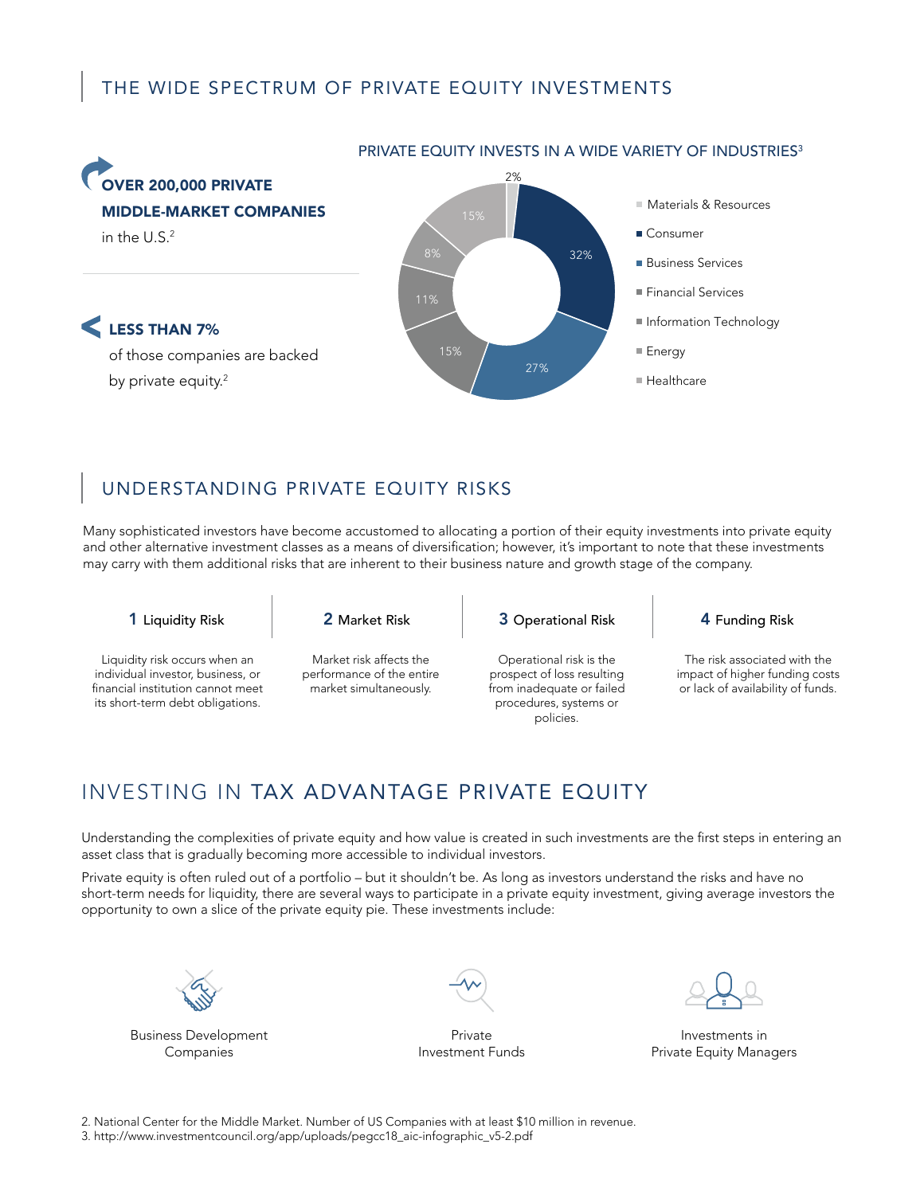## THE WIDE SPECTRUM OF PRIVATE EQUITY INVESTMENTS

**OVER 200,000 PRIVATE MIDDLE-MARKET COMPANIES** in the U.S.[2]

**LESS THAN 7%** of those companies are backed by private equity.[2]

PRIVATE EQUITY INVESTS IN A WIDE VARIETY OF INDUSTRIES[3]

- Materials & Resources — 2%
- Consumer — 32%
- Business Services — 27%
- Financial Services — 15%
- Information Technology — 11%
- Energy — 8%
- Healthcare — 15%

## UNDERSTANDING PRIVATE EQUITY RISKS

Many sophisticated investors have become accustomed to allocating a portion of their equity investments into private equity and other alternative investment classes as a means of diversification; however, it's important to note that these investments may carry with them additional risks that are inherent to their business nature and growth stage of the company.

**1 Liquidity Risk**

Liquidity risk occurs when an individual investor, business, or financial institution cannot meet its short-term debt obligations.

**2 Market Risk**

Market risk affects the performance of the entire market simultaneously.

**3 Operational Risk**

Operational risk is the prospect of loss resulting from inadequate or failed procedures, systems or policies.

**4 Funding Risk**

The risk associated with the impact of higher funding costs or lack of availability of funds.

## INVESTING IN TAX ADVANTAGE PRIVATE EQUITY

Understanding the complexities of private equity and how value is created in such investments are the first steps in entering an asset class that is gradually becoming more accessible to individual investors.

Private equity is often ruled out of a portfolio – but it shouldn't be. As long as investors understand the risks and have no short-term needs for liquidity, there are several ways to participate in a private equity investment, giving average investors the opportunity to own a slice of the private equity pie. These investments include:

- Business Development Companies
- Private Investment Funds
- Investments in Private Equity Managers

2. National Center for the Middle Market. Number of US Companies with at least $10 million in revenue.
3. http://www.investmentcouncil.org/app/uploads/pegcc18_aic-infographic_v5-2.pdf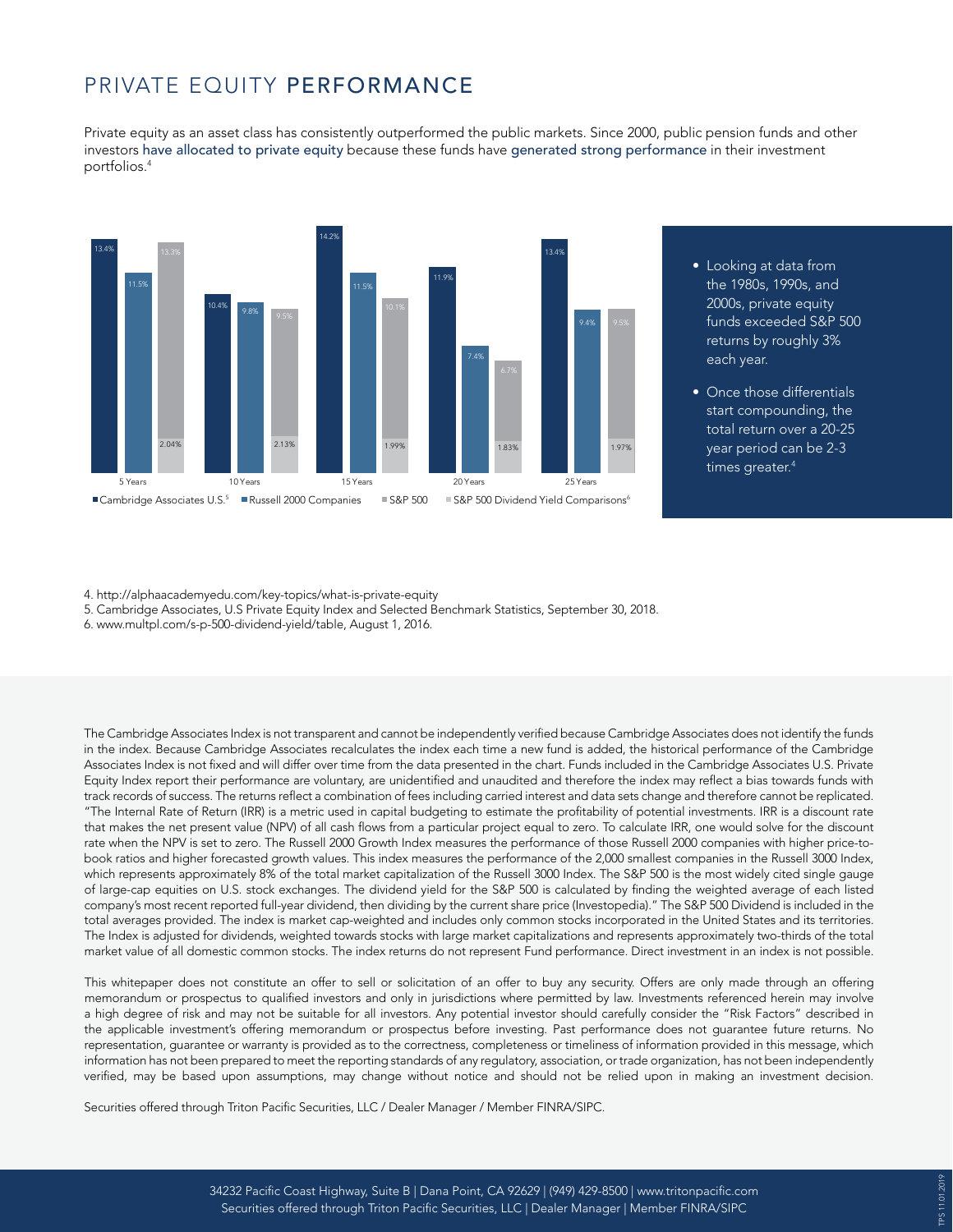# PRIVATE EQUITY PERFORMANCE

Private equity as an asset class has consistently outperformed the public markets. Since 2000, public pension funds and other investors have allocated to private equity because these funds have generated strong performance in their investment portfolios.[4]

13.4%
11.5%
13.3%
2.04%
5 Years

10.4%
9.8%
9.5%
2.13%
10 Years

14.2%
11.5%
10.1%
1.99%
15 Years

11.9%
7.4%
6.7%
1.83%
20 Years

13.4%
9.4%
9.5%
1.97%
25 Years

Cambridge Associates U.S.[5] Russell 2000 Companies S&P 500 S&P 500 Dividend Yield Comparisons[6]

- Looking at data from the 1980s, 1990s, and 2000s, private equity funds exceeded S&P 500 returns by roughly 3% each year.
- Once those differentials start compounding, the total return over a 20-25 year period can be 2-3 times greater.[4]

4. http://alphaacademyedu.com/key-topics/what-is-private-equity
5. Cambridge Associates, U.S Private Equity Index and Selected Benchmark Statistics, September 30, 2018.
6. www.multpl.com/s-p-500-dividend-yield/table, August 1, 2016.

The Cambridge Associates Index is not transparent and cannot be independently verified because Cambridge Associates does not identify the funds in the index. Because Cambridge Associates recalculates the index each time a new fund is added, the historical performance of the Cambridge Associates Index is not fixed and will differ over time from the data presented in the chart. Funds included in the Cambridge Associates U.S. Private Equity Index report their performance are voluntary, are unidentified and unaudited and therefore the index may reflect a bias towards funds with track records of success. The returns reflect a combination of fees including carried interest and data sets change and therefore cannot be replicated. "The Internal Rate of Return (IRR) is a metric used in capital budgeting to estimate the profitability of potential investments. IRR is a discount rate that makes the net present value (NPV) of all cash flows from a particular project equal to zero. To calculate IRR, one would solve for the discount rate when the NPV is set to zero. The Russell 2000 Growth Index measures the performance of those Russell 2000 companies with higher price-to-book ratios and higher forecasted growth values. This index measures the performance of the 2,000 smallest companies in the Russell 3000 Index, which represents approximately 8% of the total market capitalization of the Russell 3000 Index. The S&P 500 is the most widely cited single gauge of large-cap equities on U.S. stock exchanges. The dividend yield for the S&P 500 is calculated by finding the weighted average of each listed company's most recent reported full-year dividend, then dividing by the current share price (Investopedia)." The S&P 500 Dividend is included in the total averages provided. The index is market cap-weighted and includes only common stocks incorporated in the United States and its territories. The Index is adjusted for dividends, weighted towards stocks with large market capitalizations and represents approximately two-thirds of the total market value of all domestic common stocks. The index returns do not represent Fund performance. Direct investment in an index is not possible.

This whitepaper does not constitute an offer to sell or solicitation of an offer to buy any security. Offers are only made through an offering memorandum or prospectus to qualified investors and only in jurisdictions where permitted by law. Investments referenced herein may involve a high degree of risk and may not be suitable for all investors. Any potential investor should carefully consider the "Risk Factors" described in the applicable investment's offering memorandum or prospectus before investing. Past performance does not guarantee future returns. No representation, guarantee or warranty is provided as to the correctness, completeness or timeliness of information provided in this message, which information has not been prepared to meet the reporting standards of any regulatory, association, or trade organization, has not been independently verified, may be based upon assumptions, may change without notice and should not be relied upon in making an investment decision.

Securities offered through Triton Pacific Securities, LLC / Dealer Manager / Member FINRA/SIPC.

34232 Pacific Coast Highway, Suite B | Dana Point, CA 92629 | (949) 429-8500 | www.tritonpacific.com
Securities offered through Triton Pacific Securities, LLC | Dealer Manager | Member FINRA/SIPC

TPS 11.01.2019